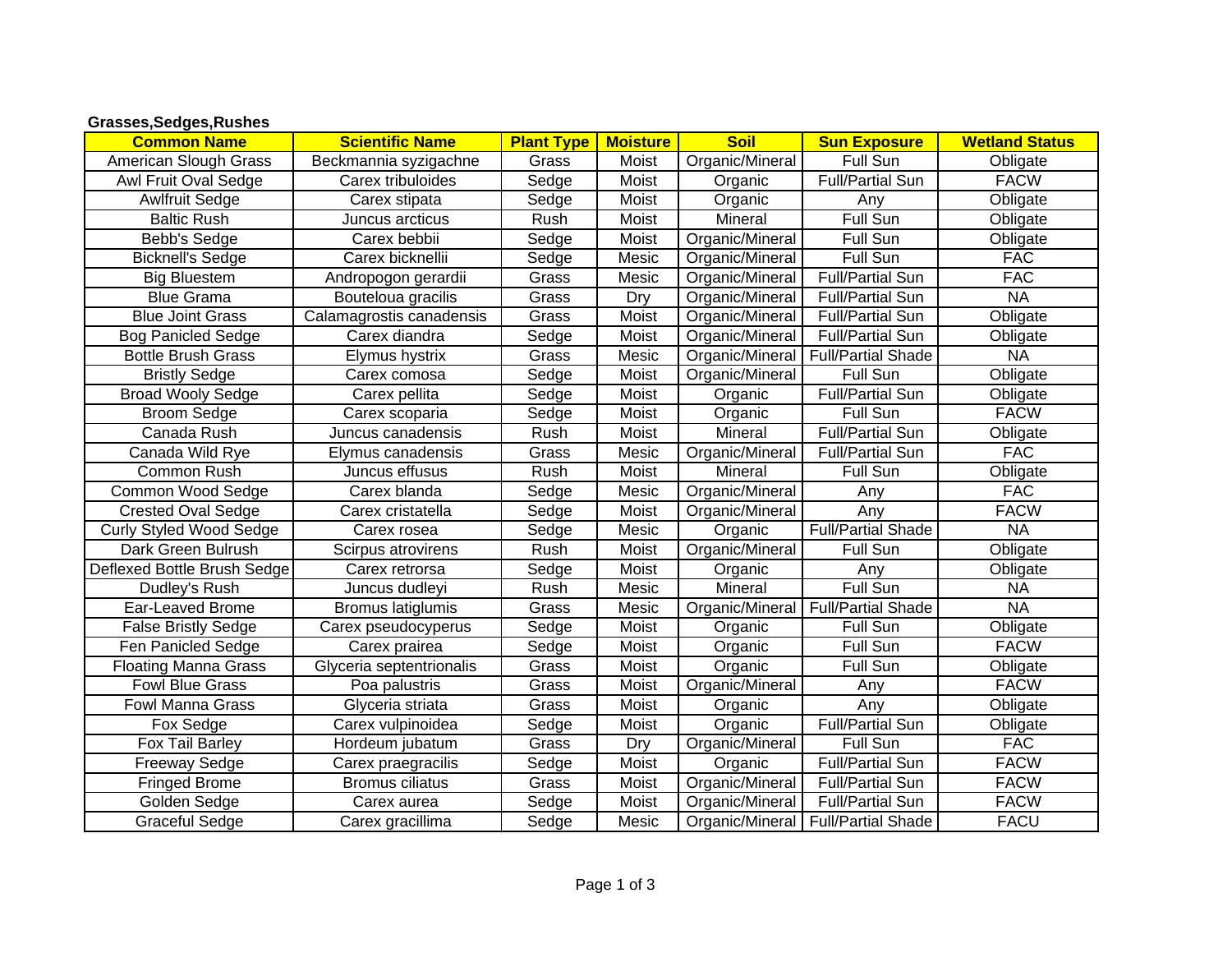**Grasses,Sedges,Rushes**

| Common Name | Scientific Name | Plant Type | Moisture | Soil | Sun Exposure | Wetland Status |
|---|---|---|---|---|---|---|
| American Slough Grass | Beckmannia syzigachne | Grass | Moist | Organic/Mineral | Full Sun | Obligate |
| Awl Fruit Oval Sedge | Carex tribuloides | Sedge | Moist | Organic | Full/Partial Sun | FACW |
| Awlfruit Sedge | Carex stipata | Sedge | Moist | Organic | Any | Obligate |
| Baltic Rush | Juncus arcticus | Rush | Moist | Mineral | Full Sun | Obligate |
| Bebb's Sedge | Carex bebbii | Sedge | Moist | Organic/Mineral | Full Sun | Obligate |
| Bicknell's Sedge | Carex bicknellii | Sedge | Mesic | Organic/Mineral | Full Sun | FAC |
| Big Bluestem | Andropogon gerardii | Grass | Mesic | Organic/Mineral | Full/Partial Sun | FAC |
| Blue Grama | Bouteloua gracilis | Grass | Dry | Organic/Mineral | Full/Partial Sun | NA |
| Blue Joint Grass | Calamagrostis canadensis | Grass | Moist | Organic/Mineral | Full/Partial Sun | Obligate |
| Bog Panicled Sedge | Carex diandra | Sedge | Moist | Organic/Mineral | Full/Partial Sun | Obligate |
| Bottle Brush Grass | Elymus hystrix | Grass | Mesic | Organic/Mineral | Full/Partial Shade | NA |
| Bristly Sedge | Carex comosa | Sedge | Moist | Organic/Mineral | Full Sun | Obligate |
| Broad Wooly Sedge | Carex pellita | Sedge | Moist | Organic | Full/Partial Sun | Obligate |
| Broom Sedge | Carex scoparia | Sedge | Moist | Organic | Full Sun | FACW |
| Canada Rush | Juncus canadensis | Rush | Moist | Mineral | Full/Partial Sun | Obligate |
| Canada Wild Rye | Elymus canadensis | Grass | Mesic | Organic/Mineral | Full/Partial Sun | FAC |
| Common Rush | Juncus effusus | Rush | Moist | Mineral | Full Sun | Obligate |
| Common Wood Sedge | Carex blanda | Sedge | Mesic | Organic/Mineral | Any | FAC |
| Crested Oval Sedge | Carex cristatella | Sedge | Moist | Organic/Mineral | Any | FACW |
| Curly Styled Wood Sedge | Carex rosea | Sedge | Mesic | Organic | Full/Partial Shade | NA |
| Dark Green Bulrush | Scirpus atrovirens | Rush | Moist | Organic/Mineral | Full Sun | Obligate |
| Deflexed Bottle Brush Sedge | Carex retrorsa | Sedge | Moist | Organic | Any | Obligate |
| Dudley's Rush | Juncus dudleyi | Rush | Mesic | Mineral | Full Sun | NA |
| Ear-Leaved Brome | Bromus latiglumis | Grass | Mesic | Organic/Mineral | Full/Partial Shade | NA |
| False Bristly Sedge | Carex pseudocyperus | Sedge | Moist | Organic | Full Sun | Obligate |
| Fen Panicled Sedge | Carex prairea | Sedge | Moist | Organic | Full Sun | FACW |
| Floating Manna Grass | Glyceria septentrionalis | Grass | Moist | Organic | Full Sun | Obligate |
| Fowl Blue Grass | Poa palustris | Grass | Moist | Organic/Mineral | Any | FACW |
| Fowl Manna Grass | Glyceria striata | Grass | Moist | Organic | Any | Obligate |
| Fox Sedge | Carex vulpinoidea | Sedge | Moist | Organic | Full/Partial Sun | Obligate |
| Fox Tail Barley | Hordeum jubatum | Grass | Dry | Organic/Mineral | Full Sun | FAC |
| Freeway Sedge | Carex praegracilis | Sedge | Moist | Organic | Full/Partial Sun | FACW |
| Fringed Brome | Bromus ciliatus | Grass | Moist | Organic/Mineral | Full/Partial Sun | FACW |
| Golden Sedge | Carex aurea | Sedge | Moist | Organic/Mineral | Full/Partial Sun | FACW |
| Graceful Sedge | Carex gracillima | Sedge | Mesic | Organic/Mineral | Full/Partial Shade | FACU |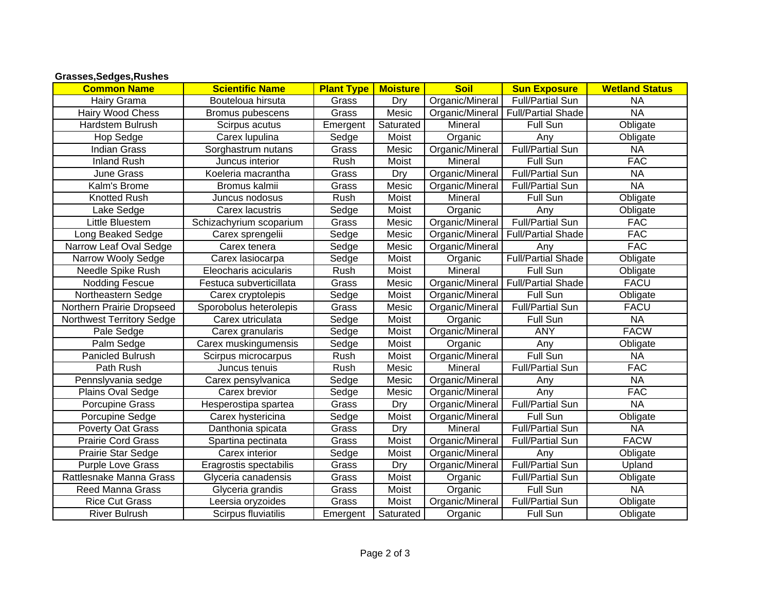**Grasses,Sedges,Rushes**

| Common Name | Scientific Name | Plant Type | Moisture | Soil | Sun Exposure | Wetland Status |
|---|---|---|---|---|---|---|
| Hairy Grama | Bouteloua hirsuta | Grass | Dry | Organic/Mineral | Full/Partial Sun | NA |
| Hairy Wood Chess | Bromus pubescens | Grass | Mesic | Organic/Mineral | Full/Partial Shade | NA |
| Hardstem Bulrush | Scirpus acutus | Emergent | Saturated | Mineral | Full Sun | Obligate |
| Hop Sedge | Carex lupulina | Sedge | Moist | Organic | Any | Obligate |
| Indian Grass | Sorghastrum nutans | Grass | Mesic | Organic/Mineral | Full/Partial Sun | NA |
| Inland Rush | Juncus interior | Rush | Moist | Mineral | Full Sun | FAC |
| June Grass | Koeleria macrantha | Grass | Dry | Organic/Mineral | Full/Partial Sun | NA |
| Kalm's Brome | Bromus kalmii | Grass | Mesic | Organic/Mineral | Full/Partial Sun | NA |
| Knotted Rush | Juncus nodosus | Rush | Moist | Mineral | Full Sun | Obligate |
| Lake Sedge | Carex lacustris | Sedge | Moist | Organic | Any | Obligate |
| Little Bluestem | Schizachyrium scoparium | Grass | Mesic | Organic/Mineral | Full/Partial Sun | FAC |
| Long Beaked Sedge | Carex sprengelii | Sedge | Mesic | Organic/Mineral | Full/Partial Shade | FAC |
| Narrow Leaf Oval Sedge | Carex tenera | Sedge | Mesic | Organic/Mineral | Any | FAC |
| Narrow Wooly Sedge | Carex lasiocarpa | Sedge | Moist | Organic | Full/Partial Shade | Obligate |
| Needle Spike Rush | Eleocharis acicularis | Rush | Moist | Mineral | Full Sun | Obligate |
| Nodding Fescue | Festuca subverticillata | Grass | Mesic | Organic/Mineral | Full/Partial Shade | FACU |
| Northeastern Sedge | Carex cryptolepis | Sedge | Moist | Organic/Mineral | Full Sun | Obligate |
| Northern Prairie Dropseed | Sporobolus heterolepis | Grass | Mesic | Organic/Mineral | Full/Partial Sun | FACU |
| Northwest Territory Sedge | Carex utriculata | Sedge | Moist | Organic | Full Sun | NA |
| Pale Sedge | Carex granularis | Sedge | Moist | Organic/Mineral | ANY | FACW |
| Palm Sedge | Carex muskingumensis | Sedge | Moist | Organic | Any | Obligate |
| Panicled Bulrush | Scirpus microcarpus | Rush | Moist | Organic/Mineral | Full Sun | NA |
| Path Rush | Juncus tenuis | Rush | Mesic | Mineral | Full/Partial Sun | FAC |
| Pennslyvania sedge | Carex pensylvanica | Sedge | Mesic | Organic/Mineral | Any | NA |
| Plains Oval Sedge | Carex brevior | Sedge | Mesic | Organic/Mineral | Any | FAC |
| Porcupine Grass | Hesperostipa spartea | Grass | Dry | Organic/Mineral | Full/Partial Sun | NA |
| Porcupine Sedge | Carex hystericina | Sedge | Moist | Organic/Mineral | Full Sun | Obligate |
| Poverty Oat Grass | Danthonia spicata | Grass | Dry | Mineral | Full/Partial Sun | NA |
| Prairie Cord Grass | Spartina pectinata | Grass | Moist | Organic/Mineral | Full/Partial Sun | FACW |
| Prairie Star Sedge | Carex interior | Sedge | Moist | Organic/Mineral | Any | Obligate |
| Purple Love Grass | Eragrostis spectabilis | Grass | Dry | Organic/Mineral | Full/Partial Sun | Upland |
| Rattlesnake Manna Grass | Glyceria canadensis | Grass | Moist | Organic | Full/Partial Sun | Obligate |
| Reed Manna Grass | Glyceria grandis | Grass | Moist | Organic | Full Sun | NA |
| Rice Cut Grass | Leersia oryzoides | Grass | Moist | Organic/Mineral | Full/Partial Sun | Obligate |
| River Bulrush | Scirpus fluviatilis | Emergent | Saturated | Organic | Full Sun | Obligate |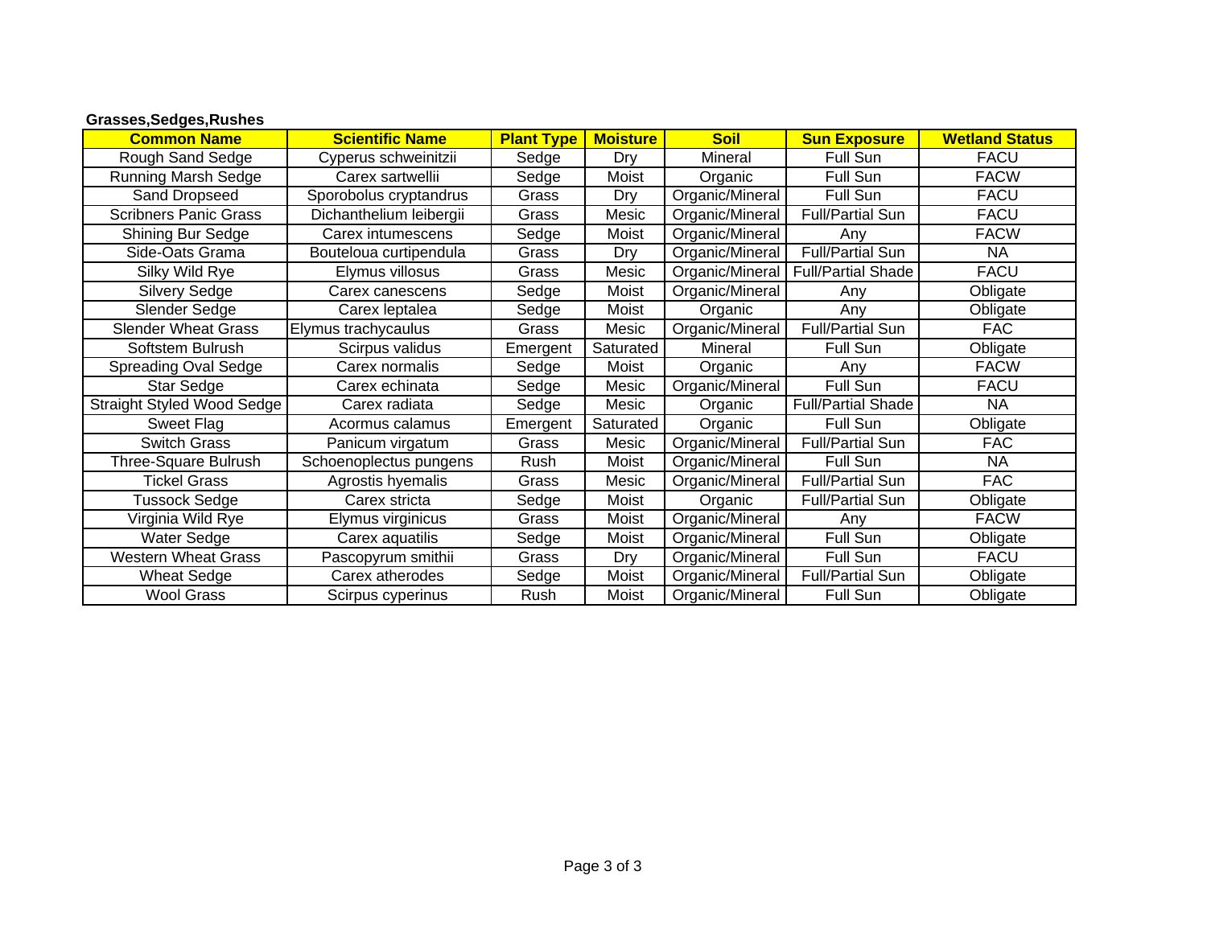**Grasses,Sedges,Rushes**

| Common Name | Scientific Name | Plant Type | Moisture | Soil | Sun Exposure | Wetland Status |
|---|---|---|---|---|---|---|
| Rough Sand Sedge | Cyperus schweinitzii | Sedge | Dry | Mineral | Full Sun | FACU |
| Running Marsh Sedge | Carex sartwellii | Sedge | Moist | Organic | Full Sun | FACW |
| Sand Dropseed | Sporobolus cryptandrus | Grass | Dry | Organic/Mineral | Full Sun | FACU |
| Scribners Panic Grass | Dichanthelium leibergii | Grass | Mesic | Organic/Mineral | Full/Partial Sun | FACU |
| Shining Bur Sedge | Carex intumescens | Sedge | Moist | Organic/Mineral | Any | FACW |
| Side-Oats Grama | Bouteloua curtipendula | Grass | Dry | Organic/Mineral | Full/Partial Sun | NA |
| Silky Wild Rye | Elymus villosus | Grass | Mesic | Organic/Mineral | Full/Partial Shade | FACU |
| Silvery Sedge | Carex canescens | Sedge | Moist | Organic/Mineral | Any | Obligate |
| Slender Sedge | Carex leptalea | Sedge | Moist | Organic | Any | Obligate |
| Slender Wheat Grass | Elymus trachycaulus | Grass | Mesic | Organic/Mineral | Full/Partial Sun | FAC |
| Softstem Bulrush | Scirpus validus | Emergent | Saturated | Mineral | Full Sun | Obligate |
| Spreading Oval Sedge | Carex normalis | Sedge | Moist | Organic | Any | FACW |
| Star Sedge | Carex echinata | Sedge | Mesic | Organic/Mineral | Full Sun | FACU |
| Straight Styled Wood Sedge | Carex radiata | Sedge | Mesic | Organic | Full/Partial Shade | NA |
| Sweet Flag | Acormus calamus | Emergent | Saturated | Organic | Full Sun | Obligate |
| Switch Grass | Panicum virgatum | Grass | Mesic | Organic/Mineral | Full/Partial Sun | FAC |
| Three-Square Bulrush | Schoenoplectus pungens | Rush | Moist | Organic/Mineral | Full Sun | NA |
| Tickel Grass | Agrostis hyemalis | Grass | Mesic | Organic/Mineral | Full/Partial Sun | FAC |
| Tussock Sedge | Carex stricta | Sedge | Moist | Organic | Full/Partial Sun | Obligate |
| Virginia Wild Rye | Elymus virginicus | Grass | Moist | Organic/Mineral | Any | FACW |
| Water Sedge | Carex aquatilis | Sedge | Moist | Organic/Mineral | Full Sun | Obligate |
| Western Wheat Grass | Pascopyrum smithii | Grass | Dry | Organic/Mineral | Full Sun | FACU |
| Wheat Sedge | Carex atherodes | Sedge | Moist | Organic/Mineral | Full/Partial Sun | Obligate |
| Wool Grass | Scirpus cyperinus | Rush | Moist | Organic/Mineral | Full Sun | Obligate |